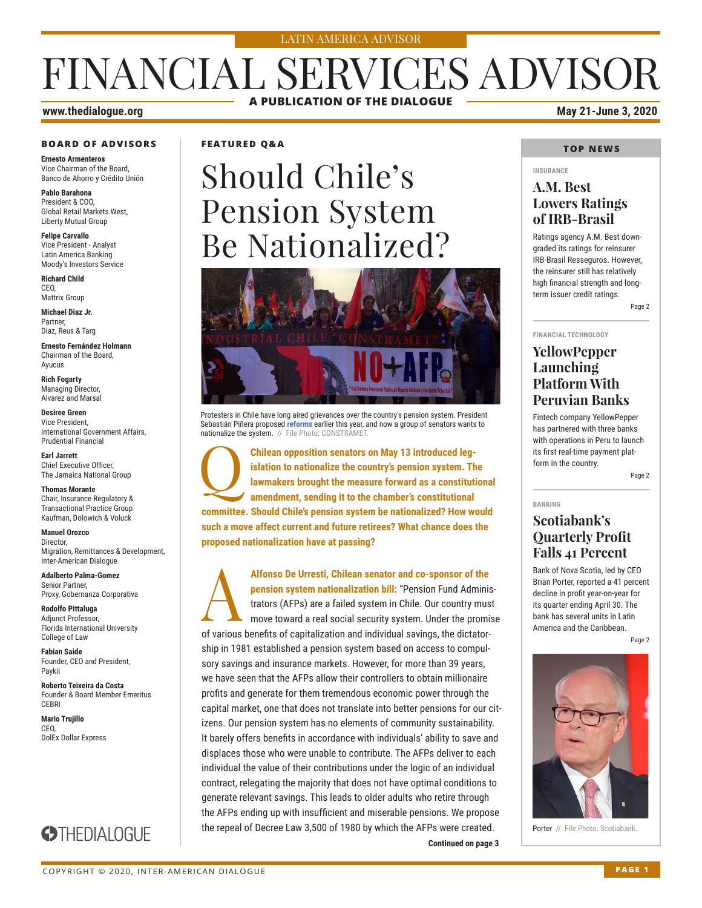LATIN AMERICA ADVISOR

# FINANCIAL SERVICES ADVISOR

**A PUBLICATION OF THE DIALOGUE**

www.thedialogue.org

May 21-June 3, 2020

### BOARD OF ADVISORS

**Ernesto Armenteros**
Vice Chairman of the Board,
Banco de Ahorro y Crédito Unión

**Pablo Barahona**
President & COO,
Global Retail Markets West,
Liberty Mutual Group

**Felipe Carvallo**
Vice President - Analyst
Latin America Banking
Moody's Investors Service

**Richard Child**
CEO,
Mattrix Group

**Michael Diaz Jr.**
Partner,
Diaz, Reus & Targ

**Ernesto Fernández Holmann**
Chairman of the Board,
Ayucus

**Rich Fogarty**
Managing Director,
Alvarez and Marsal

**Desiree Green**
Vice President,
International Government Affairs,
Prudential Financial

**Earl Jarrett**
Chief Executive Officer,
The Jamaica National Group

**Thomas Morante**
Chair, Insurance Regulatory &
Transactional Practice Group
Kaufman, Dolowich & Voluck

**Manuel Orozco**
Director,
Migration, Remittances & Development,
Inter-American Dialogue

**Adalberto Palma-Gomez**
Senior Partner,
Proxy, Gobernanza Corporativa

**Rodolfo Pittaluga**
Adjunct Professor,
Florida International University
College of Law

**Fabian Saide**
Founder, CEO and President,
Paykii

**Roberto Teixeira da Costa**
Founder & Board Member Emeritus
CEBRI

**Mario Trujillo**
CEO,
DolEx Dollar Express

THEDIALOGUE

### FEATURED Q&A

## Should Chile's Pension System Be Nationalized?

Protesters in Chile have long aired grievances over the country's pension system. President Sebastián Piñera proposed **reforms** earlier this year, and now a group of senators wants to nationalize the system. // File Photo: CONSTRAMET.

**Q** **Chilean opposition senators on May 13 introduced legislation to nationalize the country's pension system. The lawmakers brought the measure forward as a constitutional amendment, sending it to the chamber's constitutional committee. Should Chile's pension system be nationalized? How would such a move affect current and future retirees? What chance does the proposed nationalization have at passing?**

**A** **Alfonso De Urresti, Chilean senator and co-sponsor of the pension system nationalization bill:** "Pension Fund Administrators (AFPs) are a failed system in Chile. Our country must move toward a real social security system. Under the promise of various benefits of capitalization and individual savings, the dictatorship in 1981 established a pension system based on access to compulsory savings and insurance markets. However, for more than 39 years, we have seen that the AFPs allow their controllers to obtain millionaire profits and generate for them tremendous economic power through the capital market, one that does not translate into better pensions for our citizens. Our pension system has no elements of community sustainability. It barely offers benefits in accordance with individuals' ability to save and displaces those who were unable to contribute. The AFPs deliver to each individual the value of their contributions under the logic of an individual contract, relegating the majority that does not have optimal conditions to generate relevant savings. This leads to older adults who retire through the AFPs ending up with insufficient and miserable pensions. We propose the repeal of Decree Law 3,500 of 1980 by which the AFPs were created.

**Continued on page 3**

### TOP NEWS

INSURANCE

### A.M. Best Lowers Ratings of IRB-Brasil

Ratings agency A.M. Best downgraded its ratings for reinsurer IRB-Brasil Resseguros. However, the reinsurer still has relatively high financial strength and long-term issuer credit ratings.

Page 2

FINANCIAL TECHNOLOGY

### YellowPepper Launching Platform With Peruvian Banks

Fintech company YellowPepper has partnered with three banks with operations in Peru to launch its first real-time payment platform in the country.

Page 2

BANKING

### Scotiabank's Quarterly Profit Falls 41 Percent

Bank of Nova Scotia, led by CEO Brian Porter, reported a 41 percent decline in profit year-on-year for its quarter ending April 30. The bank has several units in Latin America and the Caribbean.

Page 2

Porter // File Photo: Scotiabank.

COPYRIGHT © 2020, INTER-AMERICAN DIALOGUE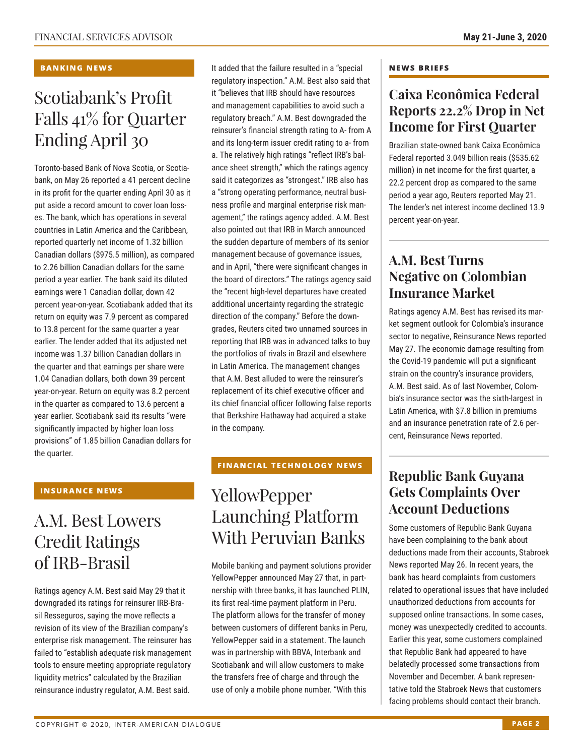## BANKING NEWS

# Scotiabank's Profit Falls 41% for Quarter Ending April 30

Toronto-based Bank of Nova Scotia, or Scotiabank, on May 26 reported a 41 percent decline in its profit for the quarter ending April 30 as it put aside a record amount to cover loan losses. The bank, which has operations in several countries in Latin America and the Caribbean, reported quarterly net income of 1.32 billion Canadian dollars ($975.5 million), as compared to 2.26 billion Canadian dollars for the same period a year earlier. The bank said its diluted earnings were 1 Canadian dollar, down 42 percent year-on-year. Scotiabank added that its return on equity was 7.9 percent as compared to 13.8 percent for the same quarter a year earlier. The lender added that its adjusted net income was 1.37 billion Canadian dollars in the quarter and that earnings per share were 1.04 Canadian dollars, both down 39 percent year-on-year. Return on equity was 8.2 percent in the quarter as compared to 13.6 percent a year earlier. Scotiabank said its results "were significantly impacted by higher loan loss provisions" of 1.85 billion Canadian dollars for the quarter.

## INSURANCE NEWS

# A.M. Best Lowers Credit Ratings of IRB-Brasil

Ratings agency A.M. Best said May 29 that it downgraded its ratings for reinsurer IRB-Brasil Resseguros, saying the move reflects a revision of its view of the Brazilian company's enterprise risk management. The reinsurer has failed to "establish adequate risk management tools to ensure meeting appropriate regulatory liquidity metrics" calculated by the Brazilian reinsurance industry regulator, A.M. Best said. It added that the failure resulted in a "special regulatory inspection." A.M. Best also said that it "believes that IRB should have resources and management capabilities to avoid such a regulatory breach." A.M. Best downgraded the reinsurer's financial strength rating to A- from A and its long-term issuer credit rating to a- from a. The relatively high ratings "reflect IRB's balance sheet strength," which the ratings agency said it categorizes as "strongest." IRB also has a "strong operating performance, neutral business profile and marginal enterprise risk management," the ratings agency added. A.M. Best also pointed out that IRB in March announced the sudden departure of members of its senior management because of governance issues, and in April, "there were significant changes in the board of directors." The ratings agency said the "recent high-level departures have created additional uncertainty regarding the strategic direction of the company." Before the downgrades, Reuters cited two unnamed sources in reporting that IRB was in advanced talks to buy the portfolios of rivals in Brazil and elsewhere in Latin America. The management changes that A.M. Best alluded to were the reinsurer's replacement of its chief executive officer and its chief financial officer following false reports that Berkshire Hathaway had acquired a stake in the company.

## FINANCIAL TECHNOLOGY NEWS

# YellowPepper Launching Platform With Peruvian Banks

Mobile banking and payment solutions provider YellowPepper announced May 27 that, in partnership with three banks, it has launched PLIN, its first real-time payment platform in Peru. The platform allows for the transfer of money between customers of different banks in Peru, YellowPepper said in a statement. The launch was in partnership with BBVA, Interbank and Scotiabank and will allow customers to make the transfers free of charge and through the use of only a mobile phone number. "With this

## NEWS BRIEFS

### Caixa Econômica Federal Reports 22.2% Drop in Net Income for First Quarter

Brazilian state-owned bank Caixa Econômica Federal reported 3.049 billion reais ($535.62 million) in net income for the first quarter, a 22.2 percent drop as compared to the same period a year ago, Reuters reported May 21. The lender's net interest income declined 13.9 percent year-on-year.

### A.M. Best Turns Negative on Colombian Insurance Market

Ratings agency A.M. Best has revised its market segment outlook for Colombia's insurance sector to negative, Reinsurance News reported May 27. The economic damage resulting from the Covid-19 pandemic will put a significant strain on the country's insurance providers, A.M. Best said. As of last November, Colombia's insurance sector was the sixth-largest in Latin America, with $7.8 billion in premiums and an insurance penetration rate of 2.6 percent, Reinsurance News reported.

### Republic Bank Guyana Gets Complaints Over Account Deductions

Some customers of Republic Bank Guyana have been complaining to the bank about deductions made from their accounts, Stabroek News reported May 26. In recent years, the bank has heard complaints from customers related to operational issues that have included unauthorized deductions from accounts for supposed online transactions. In some cases, money was unexpectedly credited to accounts. Earlier this year, some customers complained that Republic Bank had appeared to have belatedly processed some transactions from November and December. A bank representative told the Stabroek News that customers facing problems should contact their branch.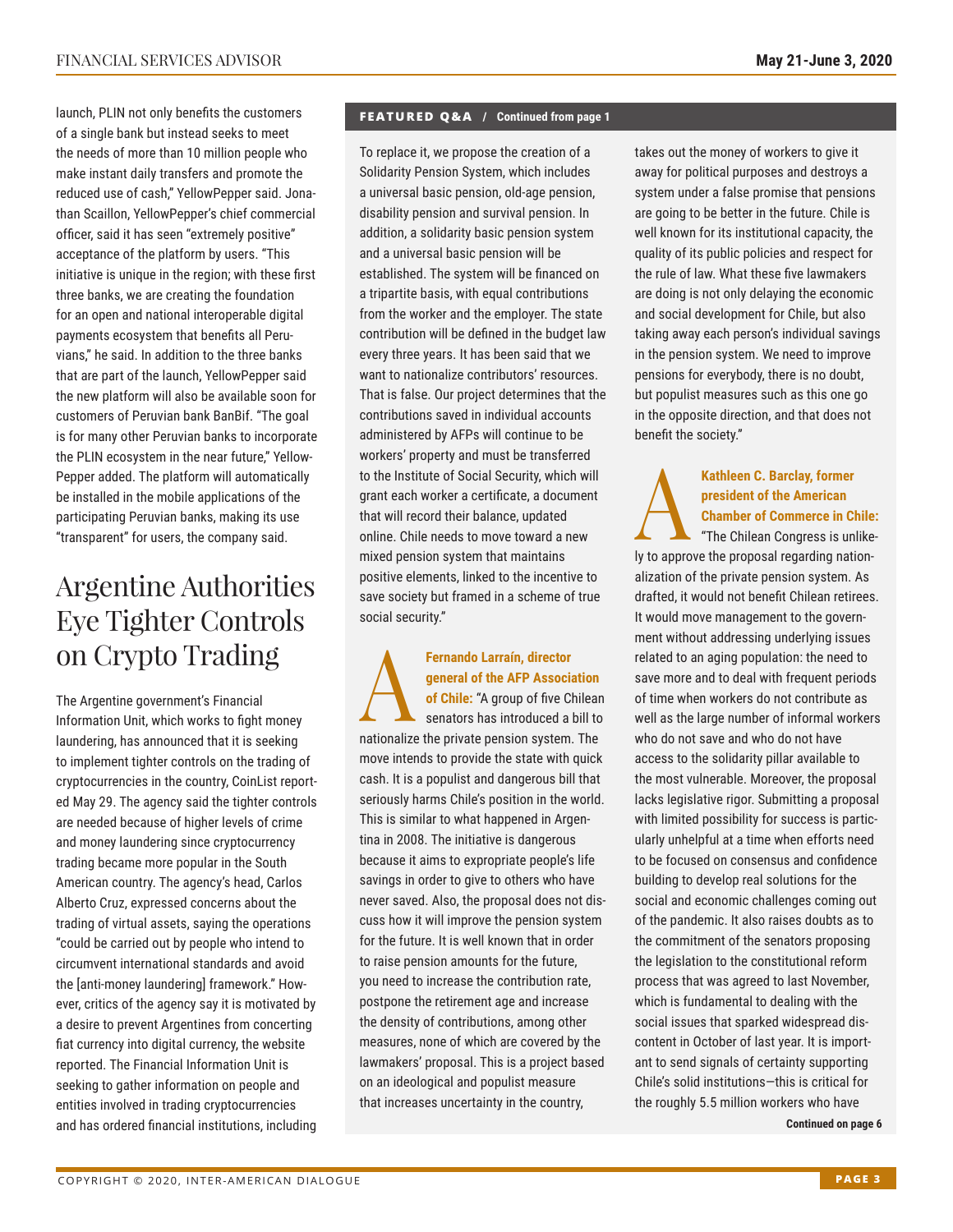launch, PLIN not only benefits the customers of a single bank but instead seeks to meet the needs of more than 10 million people who make instant daily transfers and promote the reduced use of cash," YellowPepper said. Jonathan Scaillon, YellowPepper's chief commercial officer, said it has seen "extremely positive" acceptance of the platform by users. "This initiative is unique in the region; with these first three banks, we are creating the foundation for an open and national interoperable digital payments ecosystem that benefits all Peruvians," he said. In addition to the three banks that are part of the launch, YellowPepper said the new platform will also be available soon for customers of Peruvian bank BanBif. "The goal is for many other Peruvian banks to incorporate the PLIN ecosystem in the near future," YellowPepper added. The platform will automatically be installed in the mobile applications of the participating Peruvian banks, making its use "transparent" for users, the company said.

## Argentine Authorities Eye Tighter Controls on Crypto Trading

The Argentine government's Financial Information Unit, which works to fight money laundering, has announced that it is seeking to implement tighter controls on the trading of cryptocurrencies in the country, CoinList reported May 29. The agency said the tighter controls are needed because of higher levels of crime and money laundering since cryptocurrency trading became more popular in the South American country. The agency's head, Carlos Alberto Cruz, expressed concerns about the trading of virtual assets, saying the operations "could be carried out by people who intend to circumvent international standards and avoid the [anti-money laundering] framework." However, critics of the agency say it is motivated by a desire to prevent Argentines from concerting fiat currency into digital currency, the website reported. The Financial Information Unit is seeking to gather information on people and entities involved in trading cryptocurrencies and has ordered financial institutions, including

**FEATURED Q&A / Continued from page 1**

To replace it, we propose the creation of a Solidarity Pension System, which includes a universal basic pension, old-age pension, disability pension and survival pension. In addition, a solidarity basic pension system and a universal basic pension will be established. The system will be financed on a tripartite basis, with equal contributions from the worker and the employer. The state contribution will be defined in the budget law every three years. It has been said that we want to nationalize contributors' resources. That is false. Our project determines that the contributions saved in individual accounts administered by AFPs will continue to be workers' property and must be transferred to the Institute of Social Security, which will grant each worker a certificate, a document that will record their balance, updated online. Chile needs to move toward a new mixed pension system that maintains positive elements, linked to the incentive to save society but framed in a scheme of true social security."

**A** **Fernando Larraín, director general of the AFP Association of Chile:** "A group of five Chilean senators has introduced a bill to nationalize the private pension system. The move intends to provide the state with quick cash. It is a populist and dangerous bill that seriously harms Chile's position in the world. This is similar to what happened in Argentina in 2008. The initiative is dangerous because it aims to expropriate people's life savings in order to give to others who have never saved. Also, the proposal does not discuss how it will improve the pension system for the future. It is well known that in order to raise pension amounts for the future, you need to increase the contribution rate, postpone the retirement age and increase the density of contributions, among other measures, none of which are covered by the lawmakers' proposal. This is a project based on an ideological and populist measure that increases uncertainty in the country, takes out the money of workers to give it away for political purposes and destroys a system under a false promise that pensions are going to be better in the future. Chile is well known for its institutional capacity, the quality of its public policies and respect for the rule of law. What these five lawmakers are doing is not only delaying the economic and social development for Chile, but also taking away each person's individual savings in the pension system. We need to improve pensions for everybody, there is no doubt, but populist measures such as this one go in the opposite direction, and that does not benefit the society."

**A** **Kathleen C. Barclay, former president of the American Chamber of Commerce in Chile:** "The Chilean Congress is unlikely to approve the proposal regarding nationalization of the private pension system. As drafted, it would not benefit Chilean retirees. It would move management to the government without addressing underlying issues related to an aging population: the need to save more and to deal with frequent periods of time when workers do not contribute as well as the large number of informal workers who do not save and who do not have access to the solidarity pillar available to the most vulnerable. Moreover, the proposal lacks legislative rigor. Submitting a proposal with limited possibility for success is particularly unhelpful at a time when efforts need to be focused on consensus and confidence building to develop real solutions for the social and economic challenges coming out of the pandemic. It also raises doubts as to the commitment of the senators proposing the legislation to the constitutional reform process that was agreed to last November, which is fundamental to dealing with the social issues that sparked widespread discontent in October of last year. It is important to send signals of certainty supporting Chile's solid institutions—this is critical for the roughly 5.5 million workers who have

**Continued on page 6**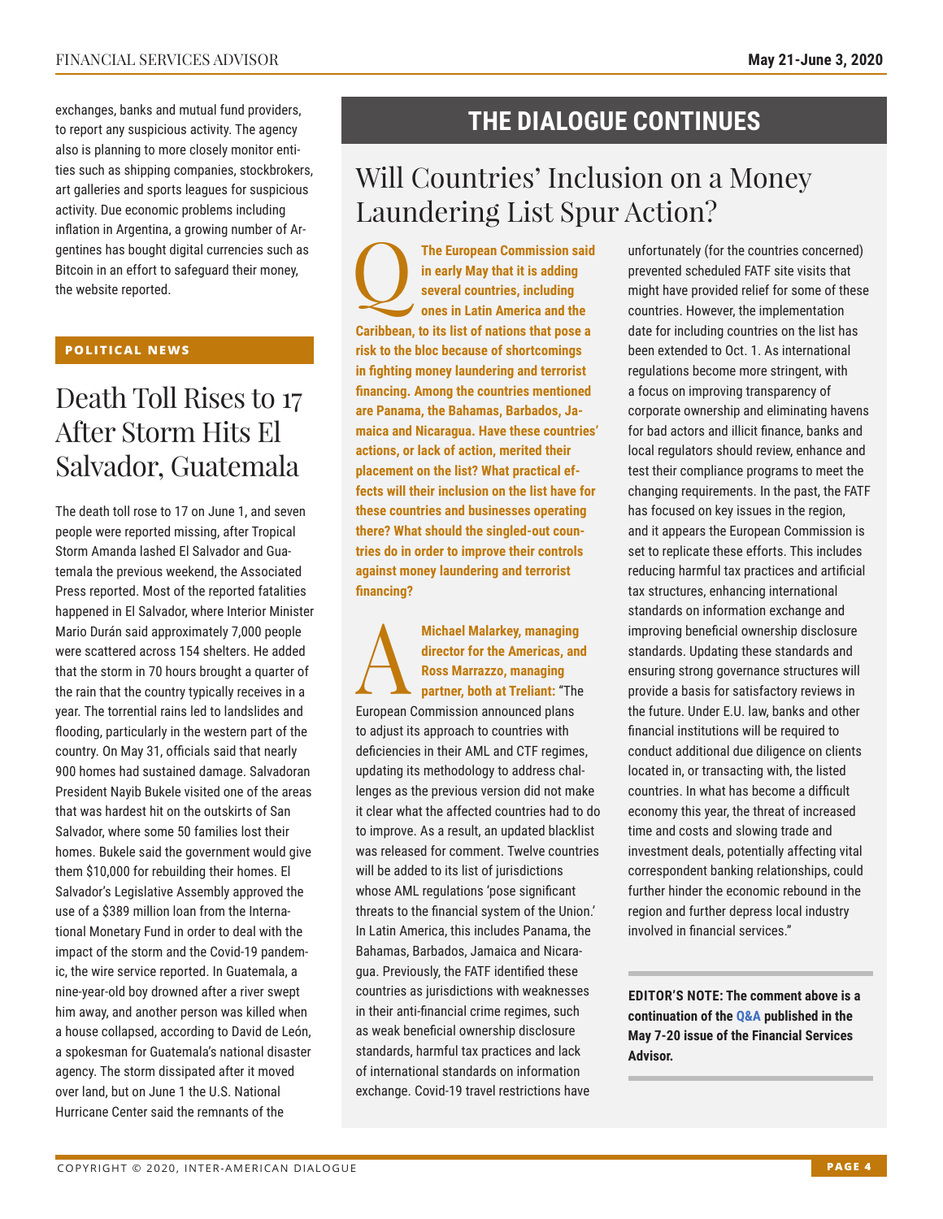exchanges, banks and mutual fund providers, to report any suspicious activity. The agency also is planning to more closely monitor entities such as shipping companies, stockbrokers, art galleries and sports leagues for suspicious activity. Due economic problems including inflation in Argentina, a growing number of Argentines has bought digital currencies such as Bitcoin in an effort to safeguard their money, the website reported.

**POLITICAL NEWS**

## Death Toll Rises to 17 After Storm Hits El Salvador, Guatemala

The death toll rose to 17 on June 1, and seven people were reported missing, after Tropical Storm Amanda lashed El Salvador and Guatemala the previous weekend, the Associated Press reported. Most of the reported fatalities happened in El Salvador, where Interior Minister Mario Durán said approximately 7,000 people were scattered across 154 shelters. He added that the storm in 70 hours brought a quarter of the rain that the country typically receives in a year. The torrential rains led to landslides and flooding, particularly in the western part of the country. On May 31, officials said that nearly 900 homes had sustained damage. Salvadoran President Nayib Bukele visited one of the areas that was hardest hit on the outskirts of San Salvador, where some 50 families lost their homes. Bukele said the government would give them $10,000 for rebuilding their homes. El Salvador's Legislative Assembly approved the use of a $389 million loan from the International Monetary Fund in order to deal with the impact of the storm and the Covid-19 pandemic, the wire service reported. In Guatemala, a nine-year-old boy drowned after a river swept him away, and another person was killed when a house collapsed, according to David de León, a spokesman for Guatemala's national disaster agency. The storm dissipated after it moved over land, but on June 1 the U.S. National Hurricane Center said the remnants of the

# THE DIALOGUE CONTINUES

## Will Countries' Inclusion on a Money Laundering List Spur Action?

**Q The European Commission said in early May that it is adding several countries, including ones in Latin America and the Caribbean, to its list of nations that pose a risk to the bloc because of shortcomings in fighting money laundering and terrorist financing. Among the countries mentioned are Panama, the Bahamas, Barbados, Jamaica and Nicaragua. Have these countries' actions, or lack of action, merited their placement on the list? What practical effects will their inclusion on the list have for these countries and businesses operating there? What should the singled-out countries do in order to improve their controls against money laundering and terrorist financing?**

**A Michael Malarkey, managing director for the Americas, and Ross Marrazzo, managing partner, both at Treliant:** "The European Commission announced plans to adjust its approach to countries with deficiencies in their AML and CTF regimes, updating its methodology to address challenges as the previous version did not make it clear what the affected countries had to do to improve. As a result, an updated blacklist was released for comment. Twelve countries will be added to its list of jurisdictions whose AML regulations 'pose significant threats to the financial system of the Union.' In Latin America, this includes Panama, the Bahamas, Barbados, Jamaica and Nicaragua. Previously, the FATF identified these countries as jurisdictions with weaknesses in their anti-financial crime regimes, such as weak beneficial ownership disclosure standards, harmful tax practices and lack of international standards on information exchange. Covid-19 travel restrictions have unfortunately (for the countries concerned) prevented scheduled FATF site visits that might have provided relief for some of these countries. However, the implementation date for including countries on the list has been extended to Oct. 1. As international regulations become more stringent, with a focus on improving transparency of corporate ownership and eliminating havens for bad actors and illicit finance, banks and local regulators should review, enhance and test their compliance programs to meet the changing requirements. In the past, the FATF has focused on key issues in the region, and it appears the European Commission is set to replicate these efforts. This includes reducing harmful tax practices and artificial tax structures, enhancing international standards on information exchange and improving beneficial ownership disclosure standards. Updating these standards and ensuring strong governance structures will provide a basis for satisfactory reviews in the future. Under E.U. law, banks and other financial institutions will be required to conduct additional due diligence on clients located in, or transacting with, the listed countries. In what has become a difficult economy this year, the threat of increased time and costs and slowing trade and investment deals, potentially affecting vital correspondent banking relationships, could further hinder the economic rebound in the region and further depress local industry involved in financial services."

**EDITOR'S NOTE: The comment above is a continuation of the Q&A published in the May 7-20 issue of the Financial Services Advisor.**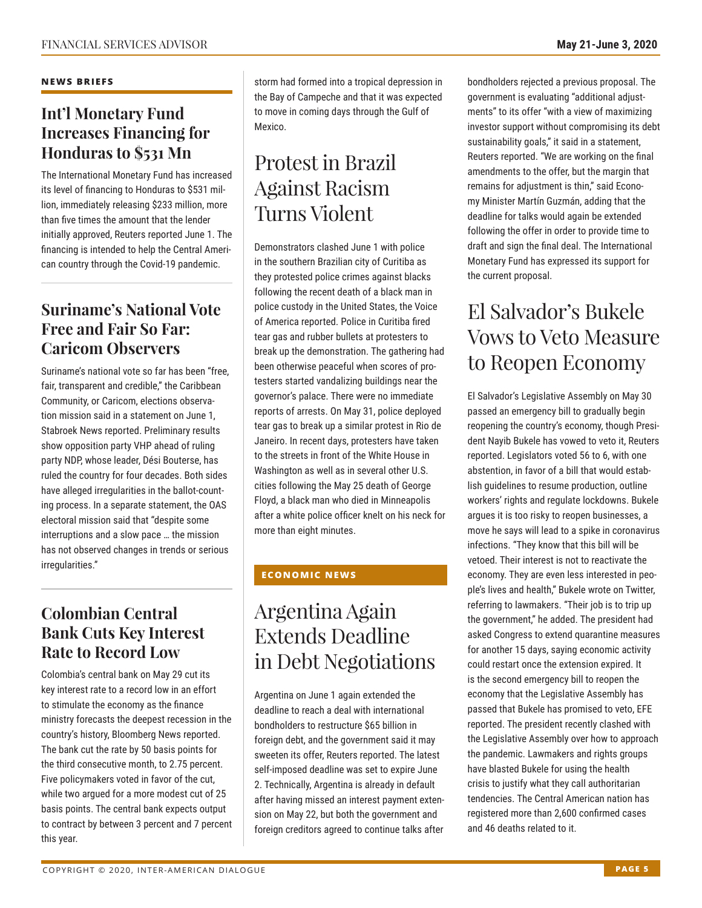## NEWS BRIEFS

## Int'l Monetary Fund Increases Financing for Honduras to $531 Mn

The International Monetary Fund has increased its level of financing to Honduras to $531 million, immediately releasing $233 million, more than five times the amount that the lender initially approved, Reuters reported June 1. The financing is intended to help the Central American country through the Covid-19 pandemic.

## Suriname's National Vote Free and Fair So Far: Caricom Observers

Suriname's national vote so far has been "free, fair, transparent and credible," the Caribbean Community, or Caricom, elections observation mission said in a statement on June 1, Stabroek News reported. Preliminary results show opposition party VHP ahead of ruling party NDP, whose leader, Dési Bouterse, has ruled the country for four decades. Both sides have alleged irregularities in the ballot-counting process. In a separate statement, the OAS electoral mission said that "despite some interruptions and a slow pace … the mission has not observed changes in trends or serious irregularities."

## Colombian Central Bank Cuts Key Interest Rate to Record Low

Colombia's central bank on May 29 cut its key interest rate to a record low in an effort to stimulate the economy as the finance ministry forecasts the deepest recession in the country's history, Bloomberg News reported. The bank cut the rate by 50 basis points for the third consecutive month, to 2.75 percent. Five policymakers voted in favor of the cut, while two argued for a more modest cut of 25 basis points. The central bank expects output to contract by between 3 percent and 7 percent this year.

storm had formed into a tropical depression in the Bay of Campeche and that it was expected to move in coming days through the Gulf of Mexico.

## Protest in Brazil Against Racism Turns Violent

Demonstrators clashed June 1 with police in the southern Brazilian city of Curitiba as they protested police crimes against blacks following the recent death of a black man in police custody in the United States, the Voice of America reported. Police in Curitiba fired tear gas and rubber bullets at protesters to break up the demonstration. The gathering had been otherwise peaceful when scores of protesters started vandalizing buildings near the governor's palace. There were no immediate reports of arrests. On May 31, police deployed tear gas to break up a similar protest in Rio de Janeiro. In recent days, protesters have taken to the streets in front of the White House in Washington as well as in several other U.S. cities following the May 25 death of George Floyd, a black man who died in Minneapolis after a white police officer knelt on his neck for more than eight minutes.

## ECONOMIC NEWS

## Argentina Again Extends Deadline in Debt Negotiations

Argentina on June 1 again extended the deadline to reach a deal with international bondholders to restructure $65 billion in foreign debt, and the government said it may sweeten its offer, Reuters reported. The latest self-imposed deadline was set to expire June 2. Technically, Argentina is already in default after having missed an interest payment extension on May 22, but both the government and foreign creditors agreed to continue talks after bondholders rejected a previous proposal. The government is evaluating "additional adjustments" to its offer "with a view of maximizing investor support without compromising its debt sustainability goals," it said in a statement, Reuters reported. "We are working on the final amendments to the offer, but the margin that remains for adjustment is thin," said Economy Minister Martín Guzmán, adding that the deadline for talks would again be extended following the offer in order to provide time to draft and sign the final deal. The International Monetary Fund has expressed its support for the current proposal.

## El Salvador's Bukele Vows to Veto Measure to Reopen Economy

El Salvador's Legislative Assembly on May 30 passed an emergency bill to gradually begin reopening the country's economy, though President Nayib Bukele has vowed to veto it, Reuters reported. Legislators voted 56 to 6, with one abstention, in favor of a bill that would establish guidelines to resume production, outline workers' rights and regulate lockdowns. Bukele argues it is too risky to reopen businesses, a move he says will lead to a spike in coronavirus infections. "They know that this bill will be vetoed. Their interest is not to reactivate the economy. They are even less interested in people's lives and health," Bukele wrote on Twitter, referring to lawmakers. "Their job is to trip up the government," he added. The president had asked Congress to extend quarantine measures for another 15 days, saying economic activity could restart once the extension expired. It is the second emergency bill to reopen the economy that the Legislative Assembly has passed that Bukele has promised to veto, EFE reported. The president recently clashed with the Legislative Assembly over how to approach the pandemic. Lawmakers and rights groups have blasted Bukele for using the health crisis to justify what they call authoritarian tendencies. The Central American nation has registered more than 2,600 confirmed cases and 46 deaths related to it.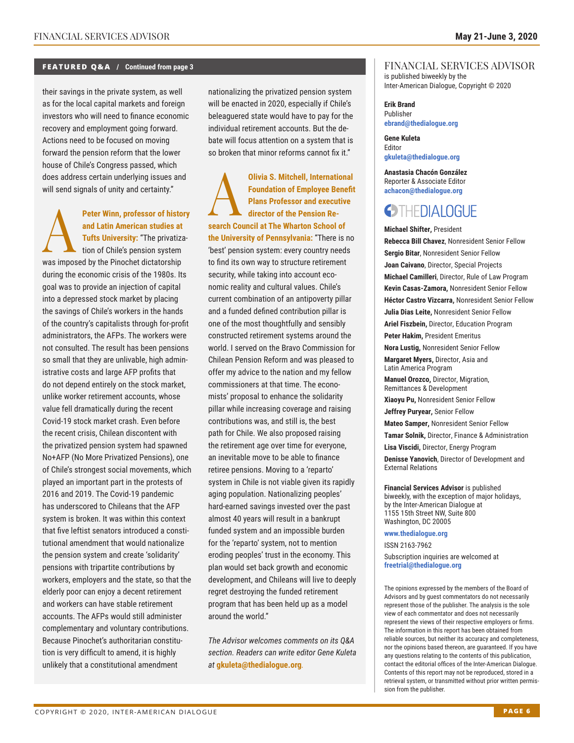**FEATURED Q&A / Continued from page 3**

their savings in the private system, as well as for the local capital markets and foreign investors who will need to finance economic recovery and employment going forward. Actions need to be focused on moving forward the pension reform that the lower house of Chile's Congress passed, which does address certain underlying issues and will send signals of unity and certainty."

**A** **Peter Winn, professor of history and Latin American studies at Tufts University:** "The privatization of Chile's pension system was imposed by the Pinochet dictatorship during the economic crisis of the 1980s. Its goal was to provide an injection of capital into a depressed stock market by placing the savings of Chile's workers in the hands of the country's capitalists through for-profit administrators, the AFPs. The workers were not consulted. The result has been pensions so small that they are unlivable, high administrative costs and large AFP profits that do not depend entirely on the stock market, unlike worker retirement accounts, whose value fell dramatically during the recent Covid-19 stock market crash. Even before the recent crisis, Chilean discontent with the privatized pension system had spawned No+AFP (No More Privatized Pensions), one of Chile's strongest social movements, which played an important part in the protests of 2016 and 2019. The Covid-19 pandemic has underscored to Chileans that the AFP system is broken. It was within this context that five leftist senators introduced a constitutional amendment that would nationalize the pension system and create 'solidarity' pensions with tripartite contributions by workers, employers and the state, so that the elderly poor can enjoy a decent retirement and workers can have stable retirement accounts. The AFPs would still administer complementary and voluntary contributions. Because Pinochet's authoritarian constitution is very difficult to amend, it is highly unlikely that a constitutional amendment nationalizing the privatized pension system will be enacted in 2020, especially if Chile's beleaguered state would have to pay for the individual retirement accounts. But the debate will focus attention on a system that is so broken that minor reforms cannot fix it."

**A** **Olivia S. Mitchell, International Foundation of Employee Benefit Plans Professor and executive director of the Pension Research Council at The Wharton School of the University of Pennsylvania:** "There is no 'best' pension system: every country needs to find its own way to structure retirement security, while taking into account economic reality and cultural values. Chile's current combination of an antipoverty pillar and a funded defined contribution pillar is one of the most thoughtfully and sensibly constructed retirement systems around the world. I served on the Bravo Commission for Chilean Pension Reform and was pleased to offer my advice to the nation and my fellow commissioners at that time. The economists' proposal to enhance the solidarity pillar while increasing coverage and raising contributions was, and still is, the best path for Chile. We also proposed raising the retirement age over time for everyone, an inevitable move to be able to finance retiree pensions. Moving to a 'reparto' system in Chile is not viable given its rapidly aging population. Nationalizing peoples' hard-earned savings invested over the past almost 40 years will result in a bankrupt funded system and an impossible burden for the 'reparto' system, not to mention eroding peoples' trust in the economy. This plan would set back growth and economic development, and Chileans will live to deeply regret destroying the funded retirement program that has been held up as a model around the world."

*The Advisor welcomes comments on its Q&A section. Readers can write editor Gene Kuleta at* ***gkuleta@thedialogue.org****.*

---

FINANCIAL SERVICES ADVISOR
is published biweekly by the Inter-American Dialogue, Copyright © 2020

**Erik Brand**
Publisher
**ebrand@thedialogue.org**

**Gene Kuleta**
Editor
**gkuleta@thedialogue.org**

**Anastasia Chacón González**
Reporter & Associate Editor
**achacon@thedialogue.org**

THEDIALOGUE

**Michael Shifter,** President
**Rebecca Bill Chavez**, Nonresident Senior Fellow
**Sergio Bitar**, Nonresident Senior Fellow
**Joan Caivano**, Director, Special Projects
**Michael Camilleri**, Director, Rule of Law Program
**Kevin Casas-Zamora,** Nonresident Senior Fellow
**Héctor Castro Vizcarra,** Nonresident Senior Fellow
**Julia Dias Leite,** Nonresident Senior Fellow
**Ariel Fiszbein,** Director, Education Program
**Peter Hakim,** President Emeritus
**Nora Lustig,** Nonresident Senior Fellow
**Margaret Myers,** Director, Asia and Latin America Program
**Manuel Orozco,** Director, Migration, Remittances & Development
**Xiaoyu Pu,** Nonresident Senior Fellow
**Jeffrey Puryear,** Senior Fellow
**Mateo Samper,** Nonresident Senior Fellow
**Tamar Solnik,** Director, Finance & Administration
**Lisa Viscidi,** Director, Energy Program
**Denisse Yanovich**, Director of Development and External Relations

**Financial Services Advisor** is published biweekly, with the exception of major holidays, by the Inter-American Dialogue at
1155 15th Street NW, Suite 800
Washington, DC 20005

**www.thedialogue.org**

ISSN 2163-7962

Subscription inquiries are welcomed at
**freetrial@thedialogue.org**

The opinions expressed by the members of the Board of Advisors and by guest commentators do not necessarily represent those of the publisher. The analysis is the sole view of each commentator and does not necessarily represent the views of their respective employers or firms. The information in this report has been obtained from reliable sources, but neither its accuracy and completeness, nor the opinions based thereon, are guaranteed. If you have any questions relating to the contents of this publication, contact the editorial offices of the Inter-American Dialogue. Contents of this report may not be reproduced, stored in a retrieval system, or transmitted without prior written permission from the publisher.